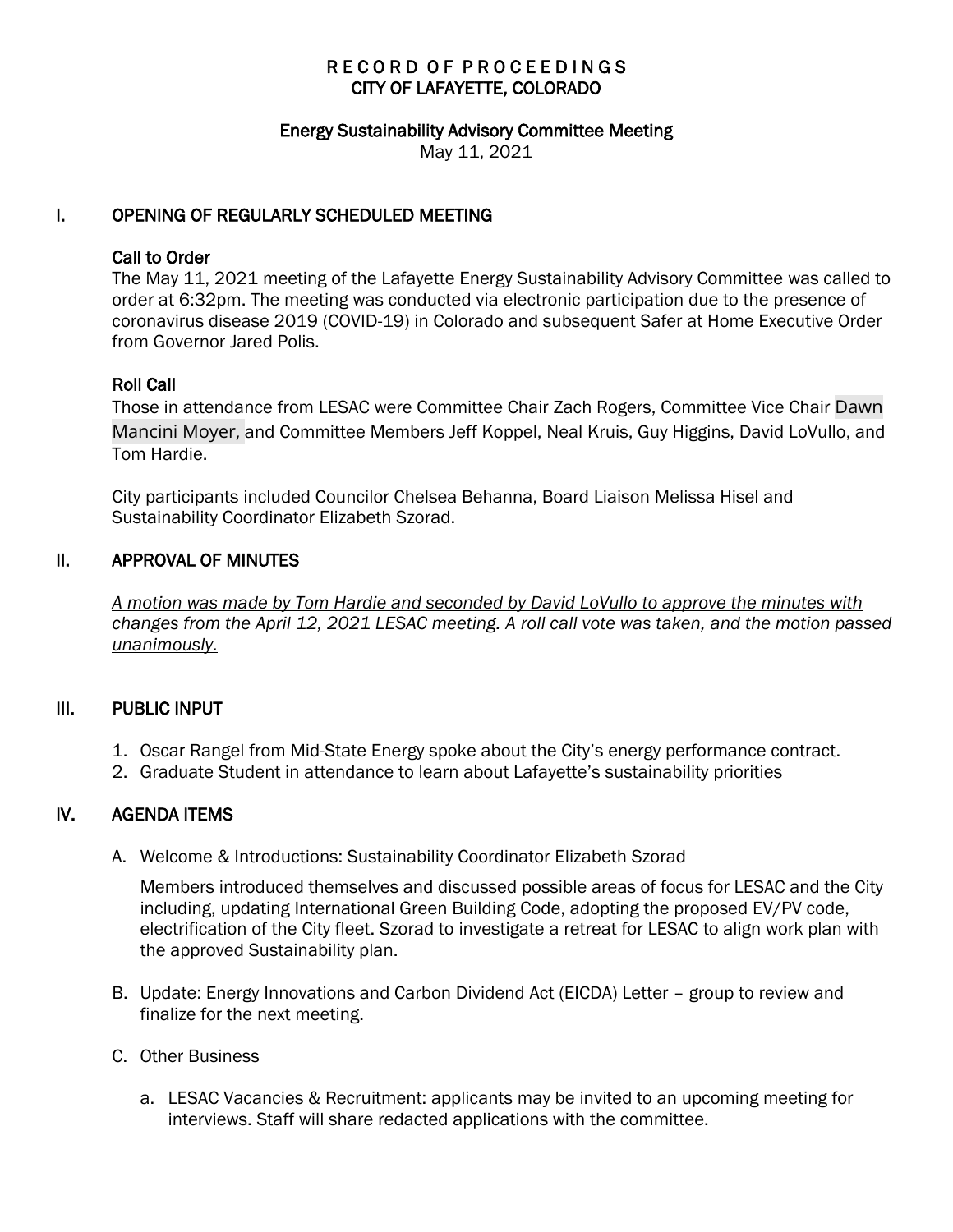# RECORD OF PROCEEDINGS
# CITY OF LAFAYETTE, COLORADO

## Energy Sustainability Advisory Committee Meeting

May 11, 2021

## I. OPENING OF REGULARLY SCHEDULED MEETING

### Call to Order

The May 11, 2021 meeting of the Lafayette Energy Sustainability Advisory Committee was called to order at 6:32pm. The meeting was conducted via electronic participation due to the presence of coronavirus disease 2019 (COVID-19) in Colorado and subsequent Safer at Home Executive Order from Governor Jared Polis.

### Roll Call

Those in attendance from LESAC were Committee Chair Zach Rogers, Committee Vice Chair Dawn Mancini Moyer, and Committee Members Jeff Koppel, Neal Kruis, Guy Higgins, David LoVullo, and Tom Hardie.

City participants included Councilor Chelsea Behanna, Board Liaison Melissa Hisel and Sustainability Coordinator Elizabeth Szorad.

## II. APPROVAL OF MINUTES

*A motion was made by Tom Hardie and seconded by David LoVullo to approve the minutes with changes from the April 12, 2021 LESAC meeting. A roll call vote was taken, and the motion passed unanimously.*

## III. PUBLIC INPUT

1. Oscar Rangel from Mid-State Energy spoke about the City's energy performance contract.
2. Graduate Student in attendance to learn about Lafayette's sustainability priorities

## IV. AGENDA ITEMS

A. Welcome & Introductions: Sustainability Coordinator Elizabeth Szorad

   Members introduced themselves and discussed possible areas of focus for LESAC and the City including, updating International Green Building Code, adopting the proposed EV/PV code, electrification of the City fleet. Szorad to investigate a retreat for LESAC to align work plan with the approved Sustainability plan.

B. Update: Energy Innovations and Carbon Dividend Act (EICDA) Letter – group to review and finalize for the next meeting.

C. Other Business

   a. LESAC Vacancies & Recruitment: applicants may be invited to an upcoming meeting for interviews. Staff will share redacted applications with the committee.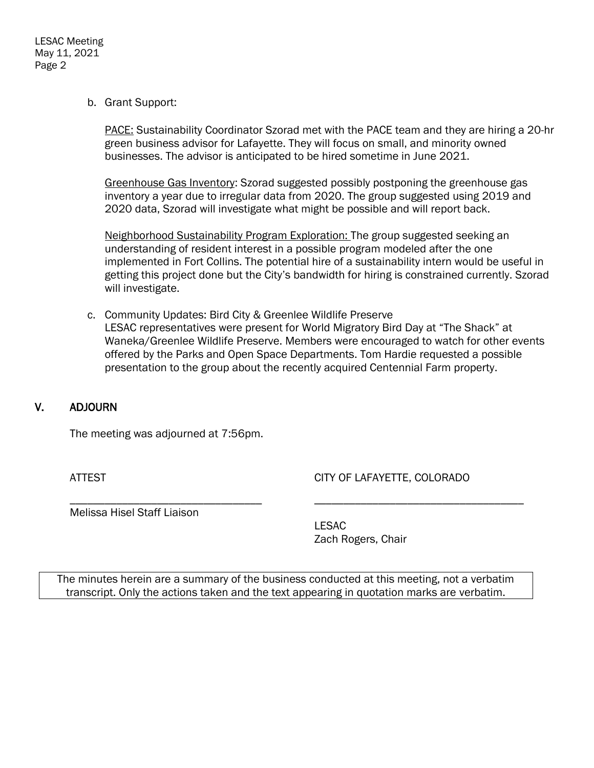b. Grant Support:

PACE: Sustainability Coordinator Szorad met with the PACE team and they are hiring a 20-hr green business advisor for Lafayette. They will focus on small, and minority owned businesses. The advisor is anticipated to be hired sometime in June 2021.

Greenhouse Gas Inventory: Szorad suggested possibly postponing the greenhouse gas inventory a year due to irregular data from 2020. The group suggested using 2019 and 2020 data, Szorad will investigate what might be possible and will report back.

Neighborhood Sustainability Program Exploration: The group suggested seeking an understanding of resident interest in a possible program modeled after the one implemented in Fort Collins. The potential hire of a sustainability intern would be useful in getting this project done but the City's bandwidth for hiring is constrained currently. Szorad will investigate.

c. Community Updates: Bird City & Greenlee Wildlife Preserve
LESAC representatives were present for World Migratory Bird Day at "The Shack" at Waneka/Greenlee Wildlife Preserve. Members were encouraged to watch for other events offered by the Parks and Open Space Departments. Tom Hardie requested a possible presentation to the group about the recently acquired Centennial Farm property.

## V. ADJOURN

The meeting was adjourned at 7:56pm.

ATTEST

\_\_\_\_\_\_\_\_\_\_\_\_\_\_\_\_\_\_\_\_\_\_\_\_\_\_\_\_\_\_\_\_
Melissa Hisel Staff Liaison

CITY OF LAFAYETTE, COLORADO

\_\_\_\_\_\_\_\_\_\_\_\_\_\_\_\_\_\_\_\_\_\_\_\_\_\_\_\_\_\_\_\_
LESAC
Zach Rogers, Chair

The minutes herein are a summary of the business conducted at this meeting, not a verbatim transcript. Only the actions taken and the text appearing in quotation marks are verbatim.